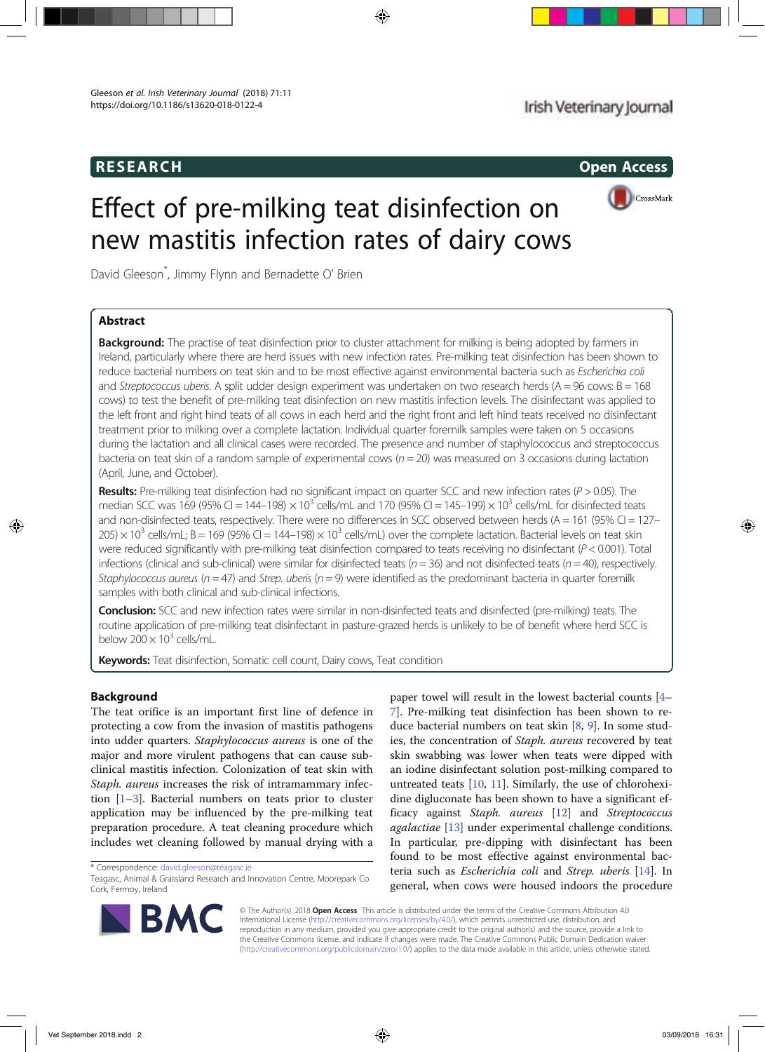RESEARCH · Open Access

# Effect of pre-milking teat disinfection on new mastitis infection rates of dairy cows

David Gleeson*, Jimmy Flynn and Bernadette O' Brien

## Abstract

**Background:** The practise of teat disinfection prior to cluster attachment for milking is being adopted by farmers in Ireland, particularly where there are herd issues with new infection rates. Pre-milking teat disinfection has been shown to reduce bacterial numbers on teat skin and to be most effective against environmental bacteria such as *Escherichia coli* and *Streptococcus uberis*. A split udder design experiment was undertaken on two research herds (A = 96 cows: B = 168 cows) to test the benefit of pre-milking teat disinfection on new mastitis infection levels. The disinfectant was applied to the left front and right hind teats of all cows in each herd and the right front and left hind teats received no disinfectant treatment prior to milking over a complete lactation. Individual quarter foremilk samples were taken on 5 occasions during the lactation and all clinical cases were recorded. The presence and number of staphylococcus and streptococcus bacteria on teat skin of a random sample of experimental cows ($n = 20$) was measured on 3 occasions during lactation (April, June, and October).

**Results:** Pre-milking teat disinfection had no significant impact on quarter SCC and new infection rates ($P > 0.05$). The median SCC was 169 (95% CI = 144–198) $\times 10^3$ cells/mL and 170 (95% CI = 145–199) $\times 10^3$ cells/mL for disinfected teats and non-disinfected teats, respectively. There were no differences in SCC observed between herds (A = 161 (95% CI = 127–205) $\times 10^3$ cells/mL; B = 169 (95% CI = 144–198) $\times 10^3$ cells/mL) over the complete lactation. Bacterial levels on teat skin were reduced significantly with pre-milking teat disinfection compared to teats receiving no disinfectant ($P < 0.001$). Total infections (clinical and sub-clinical) were similar for disinfected teats ($n = 36$) and not disinfected teats ($n = 40$), respectively. *Staphylococcus aureus* ($n = 47$) and *Strep. uberis* ($n = 9$) were identified as the predominant bacteria in quarter foremilk samples with both clinical and sub-clinical infections.

**Conclusion:** SCC and new infection rates were similar in non-disinfected teats and disinfected (pre-milking) teats. The routine application of pre-milking teat disinfectant in pasture-grazed herds is unlikely to be of benefit where herd SCC is below $200 \times 10^3$ cells/mL.

**Keywords:** Teat disinfection, Somatic cell count, Dairy cows, Teat condition

## Background

The teat orifice is an important first line of defence in protecting a cow from the invasion of mastitis pathogens into udder quarters. *Staphylococcus aureus* is one of the major and more virulent pathogens that can cause subclinical mastitis infection. Colonization of teat skin with *Staph. aureus* increases the risk of intramammary infection [1–3]. Bacterial numbers on teats prior to cluster application may be influenced by the pre-milking teat preparation procedure. A teat cleaning procedure which includes wet cleaning followed by manual drying with a paper towel will result in the lowest bacterial counts [4–7]. Pre-milking teat disinfection has been shown to reduce bacterial numbers on teat skin [8, 9]. In some studies, the concentration of *Staph. aureus* recovered by teat skin swabbing was lower when teats were dipped with an iodine disinfectant solution post-milking compared to untreated teats [10, 11]. Similarly, the use of chlorohexidine digluconate has been shown to have a significant efficacy against *Staph. aureus* [12] and *Streptococcus agalactiae* [13] under experimental challenge conditions. In particular, pre-dipping with disinfectant has been found to be most effective against environmental bacteria such as *Escherichia coli* and *Strep. uberis* [14]. In general, when cows were housed indoors the procedure

\* Correspondence: david.gleeson@teagasc.ie
Teagasc, Animal & Grassland Research and Innovation Centre, Moorepark Co Cork, Fermoy, Ireland

© The Author(s). 2018 **Open Access** This article is distributed under the terms of the Creative Commons Attribution 4.0 International License (http://creativecommons.org/licenses/by/4.0/), which permits unrestricted use, distribution, and reproduction in any medium, provided you give appropriate credit to the original author(s) and the source, provide a link to the Creative Commons license, and indicate if changes were made. The Creative Commons Public Domain Dedication waiver (http://creativecommons.org/publicdomain/zero/1.0/) applies to the data made available in this article, unless otherwise stated.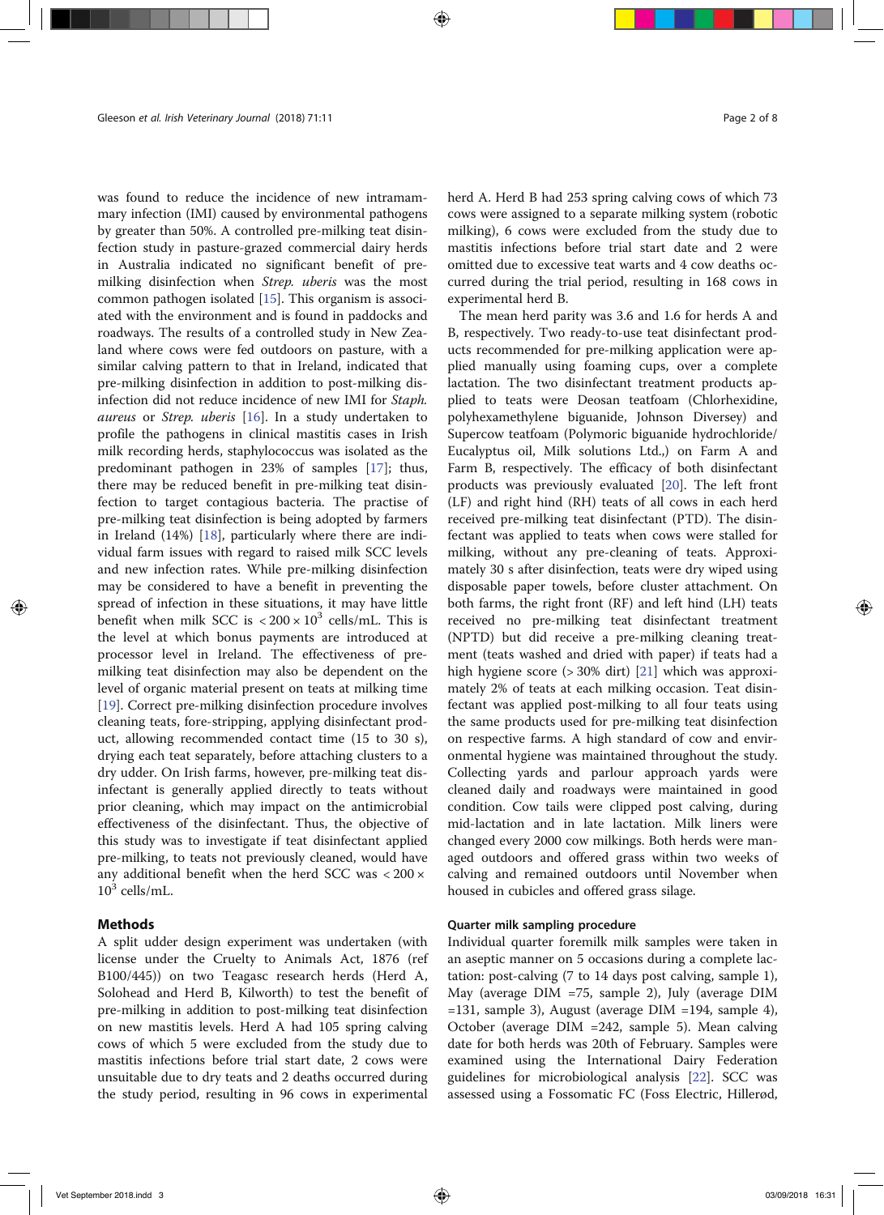was found to reduce the incidence of new intramammary infection (IMI) caused by environmental pathogens by greater than 50%. A controlled pre-milking teat disinfection study in pasture-grazed commercial dairy herds in Australia indicated no significant benefit of pre-milking disinfection when *Strep. uberis* was the most common pathogen isolated [15]. This organism is associated with the environment and is found in paddocks and roadways. The results of a controlled study in New Zealand where cows were fed outdoors on pasture, with a similar calving pattern to that in Ireland, indicated that pre-milking disinfection in addition to post-milking disinfection did not reduce incidence of new IMI for *Staph. aureus* or *Strep. uberis* [16]. In a study undertaken to profile the pathogens in clinical mastitis cases in Irish milk recording herds, staphylococcus was isolated as the predominant pathogen in 23% of samples [17]; thus, there may be reduced benefit in pre-milking teat disinfection to target contagious bacteria. The practise of pre-milking teat disinfection is being adopted by farmers in Ireland (14%) [18], particularly where there are individual farm issues with regard to raised milk SCC levels and new infection rates. While pre-milking disinfection may be considered to have a benefit in preventing the spread of infection in these situations, it may have little benefit when milk SCC is $< 200 \times 10^3$ cells/mL. This is the level at which bonus payments are introduced at processor level in Ireland. The effectiveness of pre-milking teat disinfection may also be dependent on the level of organic material present on teats at milking time [19]. Correct pre-milking disinfection procedure involves cleaning teats, fore-stripping, applying disinfectant product, allowing recommended contact time (15 to 30 s), drying each teat separately, before attaching clusters to a dry udder. On Irish farms, however, pre-milking teat disinfectant is generally applied directly to teats without prior cleaning, which may impact on the antimicrobial effectiveness of the disinfectant. Thus, the objective of this study was to investigate if teat disinfectant applied pre-milking, to teats not previously cleaned, would have any additional benefit when the herd SCC was $< 200 \times 10^3$ cells/mL.

## Methods

A split udder design experiment was undertaken (with license under the Cruelty to Animals Act, 1876 (ref B100/445)) on two Teagasc research herds (Herd A, Solohead and Herd B, Kilworth) to test the benefit of pre-milking in addition to post-milking teat disinfection on new mastitis levels. Herd A had 105 spring calving cows of which 5 were excluded from the study due to mastitis infections before trial start date, 2 cows were unsuitable due to dry teats and 2 deaths occurred during the study period, resulting in 96 cows in experimental herd A. Herd B had 253 spring calving cows of which 73 cows were assigned to a separate milking system (robotic milking), 6 cows were excluded from the study due to mastitis infections before trial start date and 2 were omitted due to excessive teat warts and 4 cow deaths occurred during the trial period, resulting in 168 cows in experimental herd B.

The mean herd parity was 3.6 and 1.6 for herds A and B, respectively. Two ready-to-use teat disinfectant products recommended for pre-milking application were applied manually using foaming cups, over a complete lactation. The two disinfectant treatment products applied to teats were Deosan teatfoam (Chlorhexidine, polyhexamethylene biguanide, Johnson Diversey) and Supercow teatfoam (Polymoric biguanide hydrochloride/ Eucalyptus oil, Milk solutions Ltd.,) on Farm A and Farm B, respectively. The efficacy of both disinfectant products was previously evaluated [20]. The left front (LF) and right hind (RH) teats of all cows in each herd received pre-milking teat disinfectant (PTD). The disinfectant was applied to teats when cows were stalled for milking, without any pre-cleaning of teats. Approximately 30 s after disinfection, teats were dry wiped using disposable paper towels, before cluster attachment. On both farms, the right front (RF) and left hind (LH) teats received no pre-milking teat disinfectant treatment (NPTD) but did receive a pre-milking cleaning treatment (teats washed and dried with paper) if teats had a high hygiene score (> 30% dirt) [21] which was approximately 2% of teats at each milking occasion. Teat disinfectant was applied post-milking to all four teats using the same products used for pre-milking teat disinfection on respective farms. A high standard of cow and environmental hygiene was maintained throughout the study. Collecting yards and parlour approach yards were cleaned daily and roadways were maintained in good condition. Cow tails were clipped post calving, during mid-lactation and in late lactation. Milk liners were changed every 2000 cow milkings. Both herds were managed outdoors and offered grass within two weeks of calving and remained outdoors until November when housed in cubicles and offered grass silage.

### Quarter milk sampling procedure

Individual quarter foremilk milk samples were taken in an aseptic manner on 5 occasions during a complete lactation: post-calving (7 to 14 days post calving, sample 1), May (average DIM =75, sample 2), July (average DIM =131, sample 3), August (average DIM =194, sample 4), October (average DIM =242, sample 5). Mean calving date for both herds was 20th of February. Samples were examined using the International Dairy Federation guidelines for microbiological analysis [22]. SCC was assessed using a Fossomatic FC (Foss Electric, Hillerød,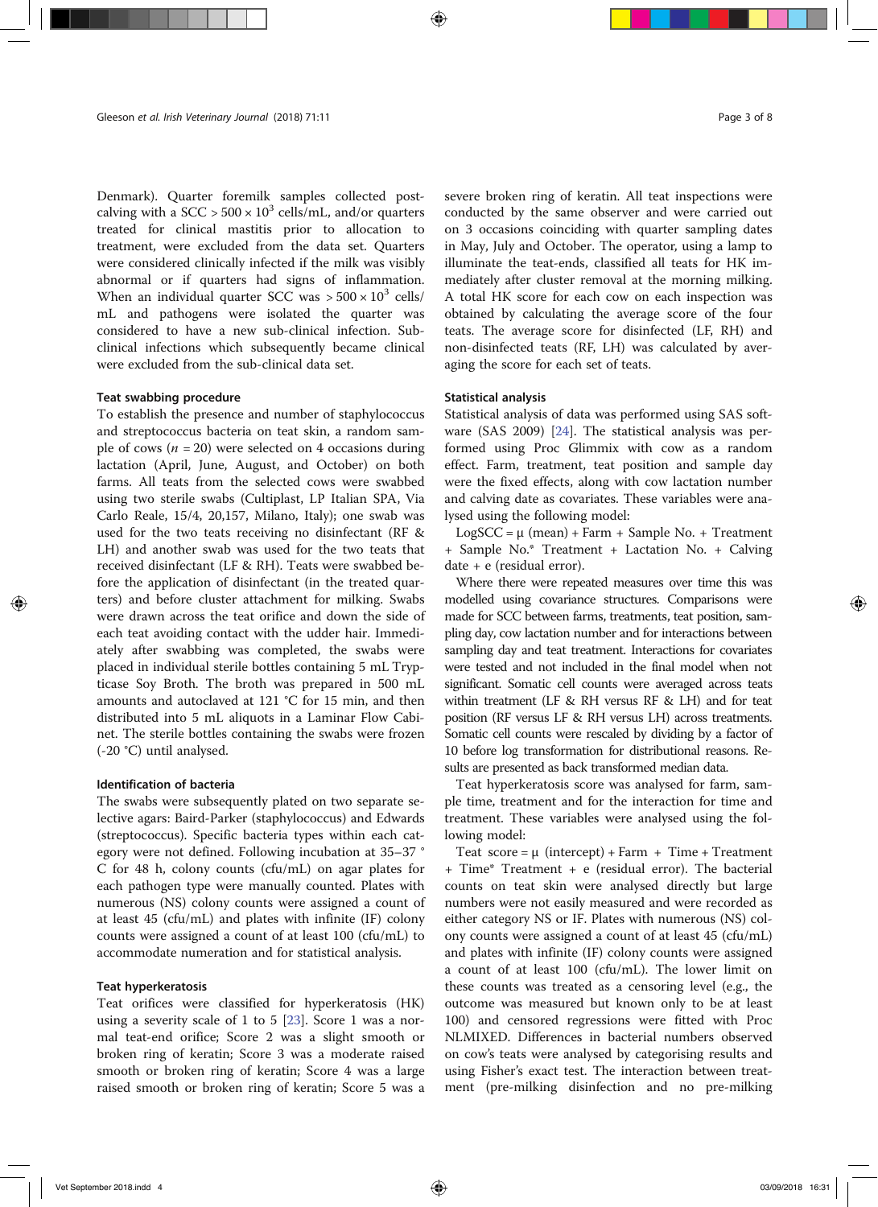Denmark). Quarter foremilk samples collected post-calving with a SCC > 500 × 10$^3$ cells/mL, and/or quarters treated for clinical mastitis prior to allocation to treatment, were excluded from the data set. Quarters were considered clinically infected if the milk was visibly abnormal or if quarters had signs of inflammation. When an individual quarter SCC was > 500 × 10$^3$ cells/mL and pathogens were isolated the quarter was considered to have a new sub-clinical infection. Sub-clinical infections which subsequently became clinical were excluded from the sub-clinical data set.

### Teat swabbing procedure

To establish the presence and number of staphylococcus and streptococcus bacteria on teat skin, a random sample of cows ($n$ = 20) were selected on 4 occasions during lactation (April, June, August, and October) on both farms. All teats from the selected cows were swabbed using two sterile swabs (Cultiplast, LP Italian SPA, Via Carlo Reale, 15/4, 20,157, Milano, Italy); one swab was used for the two teats receiving no disinfectant (RF & LH) and another swab was used for the two teats that received disinfectant (LF & RH). Teats were swabbed before the application of disinfectant (in the treated quarters) and before cluster attachment for milking. Swabs were drawn across the teat orifice and down the side of each teat avoiding contact with the udder hair. Immediately after swabbing was completed, the swabs were placed in individual sterile bottles containing 5 mL Trypticase Soy Broth. The broth was prepared in 500 mL amounts and autoclaved at 121 °C for 15 min, and then distributed into 5 mL aliquots in a Laminar Flow Cabinet. The sterile bottles containing the swabs were frozen (-20 °C) until analysed.

### Identification of bacteria

The swabs were subsequently plated on two separate selective agars: Baird-Parker (staphylococcus) and Edwards (streptococcus). Specific bacteria types within each category were not defined. Following incubation at 35–37 °C for 48 h, colony counts (cfu/mL) on agar plates for each pathogen type were manually counted. Plates with numerous (NS) colony counts were assigned a count of at least 45 (cfu/mL) and plates with infinite (IF) colony counts were assigned a count of at least 100 (cfu/mL) to accommodate numeration and for statistical analysis.

### Teat hyperkeratosis

Teat orifices were classified for hyperkeratosis (HK) using a severity scale of 1 to 5 [23]. Score 1 was a normal teat-end orifice; Score 2 was a slight smooth or broken ring of keratin; Score 3 was a moderate raised smooth or broken ring of keratin; Score 4 was a large raised smooth or broken ring of keratin; Score 5 was a severe broken ring of keratin. All teat inspections were conducted by the same observer and were carried out on 3 occasions coinciding with quarter sampling dates in May, July and October. The operator, using a lamp to illuminate the teat-ends, classified all teats for HK immediately after cluster removal at the morning milking. A total HK score for each cow on each inspection was obtained by calculating the average score of the four teats. The average score for disinfected (LF, RH) and non-disinfected teats (RF, LH) was calculated by averaging the score for each set of teats.

### Statistical analysis

Statistical analysis of data was performed using SAS software (SAS 2009) [24]. The statistical analysis was performed using Proc Glimmix with cow as a random effect. Farm, treatment, teat position and sample day were the fixed effects, along with cow lactation number and calving date as covariates. These variables were analysed using the following model:

LogSCC = μ (mean) + Farm + Sample No. + Treatment + Sample No.* Treatment + Lactation No. + Calving date + e (residual error).

Where there were repeated measures over time this was modelled using covariance structures. Comparisons were made for SCC between farms, treatments, teat position, sampling day, cow lactation number and for interactions between sampling day and teat treatment. Interactions for covariates were tested and not included in the final model when not significant. Somatic cell counts were averaged across teats within treatment (LF & RH versus RF & LH) and for teat position (RF versus LF & RH versus LH) across treatments. Somatic cell counts were rescaled by dividing by a factor of 10 before log transformation for distributional reasons. Results are presented as back transformed median data.

Teat hyperkeratosis score was analysed for farm, sample time, treatment and for the interaction for time and treatment. These variables were analysed using the following model:

Teat score = μ (intercept) + Farm + Time + Treatment + Time* Treatment + e (residual error). The bacterial counts on teat skin were analysed directly but large numbers were not easily measured and were recorded as either category NS or IF. Plates with numerous (NS) colony counts were assigned a count of at least 45 (cfu/mL) and plates with infinite (IF) colony counts were assigned a count of at least 100 (cfu/mL). The lower limit on these counts was treated as a censoring level (e.g., the outcome was measured but known only to be at least 100) and censored regressions were fitted with Proc NLMIXED. Differences in bacterial numbers observed on cow's teats were analysed by categorising results and using Fisher's exact test. The interaction between treatment (pre-milking disinfection and no pre-milking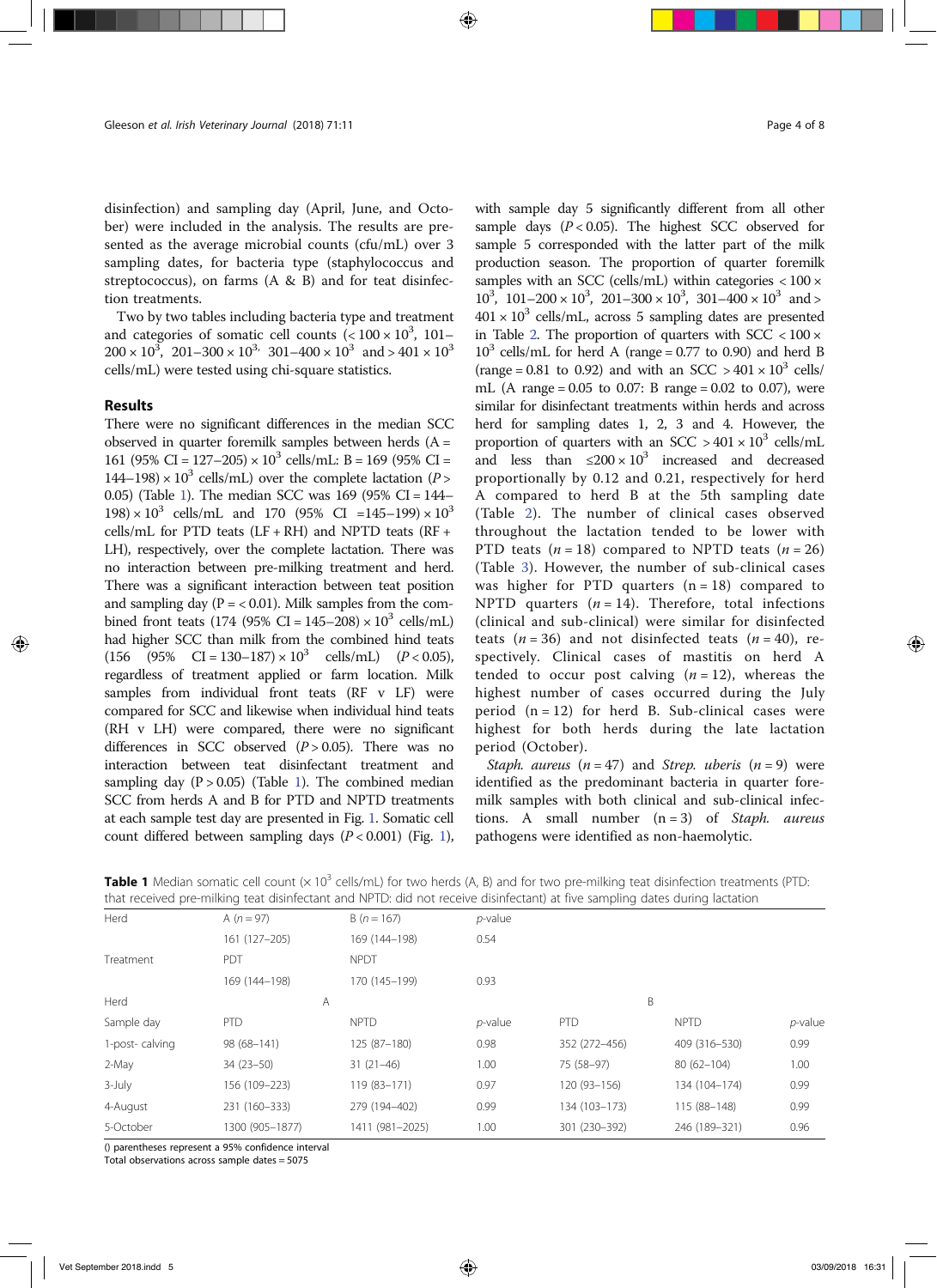disinfection) and sampling day (April, June, and October) were included in the analysis. The results are presented as the average microbial counts (cfu/mL) over 3 sampling dates, for bacteria type (staphylococcus and streptococcus), on farms (A & B) and for teat disinfection treatments.

Two by two tables including bacteria type and treatment and categories of somatic cell counts ($< 100 \times 10^3$, 101–$200 \times 10^3$, 201–$300 \times 10^3$, 301–$400 \times 10^3$ and $> 401 \times 10^3$ cells/mL) were tested using chi-square statistics.

## Results

There were no significant differences in the median SCC observed in quarter foremilk samples between herds (A = 161 (95% CI = 127–205) $\times 10^3$ cells/mL: B = 169 (95% CI = 144–198) $\times 10^3$ cells/mL) over the complete lactation ($P > 0.05$) (Table 1). The median SCC was 169 (95% CI = 144–198) $\times 10^3$ cells/mL and 170 (95% CI =145–199) $\times 10^3$ cells/mL for PTD teats (LF + RH) and NPTD teats (RF + LH), respectively, over the complete lactation. There was no interaction between pre-milking treatment and herd. There was a significant interaction between teat position and sampling day ($P = < 0.01$). Milk samples from the combined front teats (174 (95% CI = 145–208) $\times 10^3$ cells/mL) had higher SCC than milk from the combined hind teats (156 (95% CI = 130–187) $\times 10^3$ cells/mL) ($P < 0.05$), regardless of treatment applied or farm location. Milk samples from individual front teats (RF v LF) were compared for SCC and likewise when individual hind teats (RH v LH) were compared, there were no significant differences in SCC observed ($P > 0.05$). There was no interaction between teat disinfectant treatment and sampling day ($P > 0.05$) (Table 1). The combined median SCC from herds A and B for PTD and NPTD treatments at each sample test day are presented in Fig. 1. Somatic cell count differed between sampling days ($P < 0.001$) (Fig. 1), with sample day 5 significantly different from all other sample days ($P < 0.05$). The highest SCC observed for sample 5 corresponded with the latter part of the milk production season. The proportion of quarter foremilk samples with an SCC (cells/mL) within categories $< 100 \times 10^3$, 101–$200 \times 10^3$, 201–$300 \times 10^3$, 301–$400 \times 10^3$ and $> 401 \times 10^3$ cells/mL, across 5 sampling dates are presented in Table 2. The proportion of quarters with SCC $< 100 \times 10^3$ cells/mL for herd A (range = 0.77 to 0.90) and herd B (range = 0.81 to 0.92) and with an SCC $> 401 \times 10^3$ cells/mL (A range = 0.05 to 0.07: B range = 0.02 to 0.07), were similar for disinfectant treatments within herds and across herd for sampling dates 1, 2, 3 and 4. However, the proportion of quarters with an SCC $> 401 \times 10^3$ cells/mL and less than $\leq 200 \times 10^3$ increased and decreased proportionally by 0.12 and 0.21, respectively for herd A compared to herd B at the 5th sampling date (Table 2). The number of clinical cases observed throughout the lactation tended to be lower with PTD teats ($n = 18$) compared to NPTD teats ($n = 26$) (Table 3). However, the number of sub-clinical cases was higher for PTD quarters ($n = 18$) compared to NPTD quarters ($n = 14$). Therefore, total infections (clinical and sub-clinical) were similar for disinfected teats ($n = 36$) and not disinfected teats ($n = 40$), respectively. Clinical cases of mastitis on herd A tended to occur post calving ($n = 12$), whereas the highest number of cases occurred during the July period ($n = 12$) for herd B. Sub-clinical cases were highest for both herds during the late lactation period (October).

*Staph. aureus* ($n = 47$) and *Strep. uberis* ($n = 9$) were identified as the predominant bacteria in quarter foremilk samples with both clinical and sub-clinical infections. A small number ($n = 3$) of *Staph. aureus* pathogens were identified as non-haemolytic.

**Table 1** Median somatic cell count ($\times 10^3$ cells/mL) for two herds (A, B) and for two pre-milking teat disinfection treatments (PTD: that received pre-milking teat disinfectant and NPTD: did not receive disinfectant) at five sampling dates during lactation

| Herd | A ($n = 97$) | B ($n = 167$) | *p*-value | | | |
|---|---|---|---|---|---|---|
| | 161 (127–205) | 169 (144–198) | 0.54 | | | |
| Treatment | PDT | NPDT | | | | |
| | 169 (144–198) | 170 (145–199) | 0.93 | | | |
| Herd | A | | | B | | |
| Sample day | PTD | NPTD | *p*-value | PTD | NPTD | *p*-value |
| 1-post- calving | 98 (68–141) | 125 (87–180) | 0.98 | 352 (272–456) | 409 (316–530) | 0.99 |
| 2-May | 34 (23–50) | 31 (21–46) | 1.00 | 75 (58–97) | 80 (62–104) | 1.00 |
| 3-July | 156 (109–223) | 119 (83–171) | 0.97 | 120 (93–156) | 134 (104–174) | 0.99 |
| 4-August | 231 (160–333) | 279 (194–402) | 0.99 | 134 (103–173) | 115 (88–148) | 0.99 |
| 5-October | 1300 (905–1877) | 1411 (981–2025) | 1.00 | 301 (230–392) | 246 (189–321) | 0.96 |

() parentheses represent a 95% confidence interval
Total observations across sample dates = 5075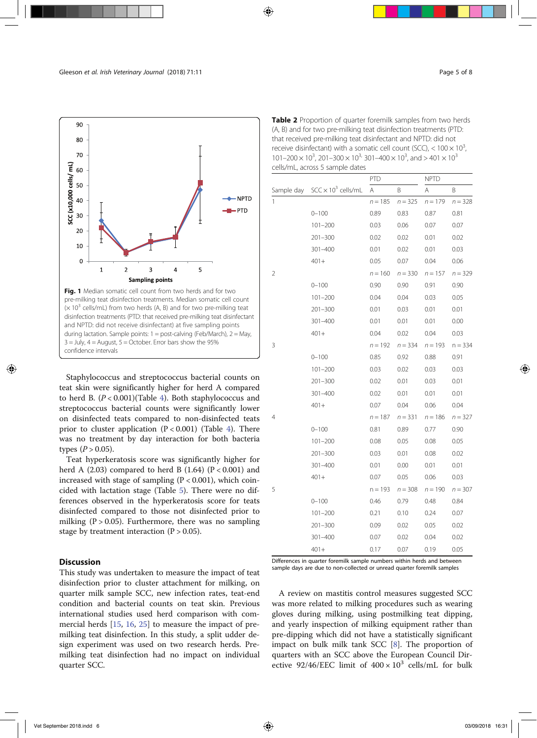Fig. 1 Median somatic cell count from two herds and for two pre-milking teat disinfection treatments. Median somatic cell count ($\times 10^3$ cells/mL) from two herds (A, B) and for two pre-milking teat disinfection treatments (PTD: that received pre-milking teat disinfectant and NPTD: did not receive disinfectant) at five sampling points during lactation. Sample points: 1 = post-calving (Feb/March), 2 = May, 3 = July, 4 = August, 5 = October. Error bars show the 95% confidence intervals

Staphylococcus and streptococcus bacterial counts on teat skin were significantly higher for herd A compared to herd B. ($P < 0.001$)(Table 4). Both staphylococcus and streptococcus bacterial counts were significantly lower on disinfected teats compared to non-disinfected teats prior to cluster application ($P < 0.001$) (Table 4). There was no treatment by day interaction for both bacteria types ($P > 0.05$).

Teat hyperkeratosis score was significantly higher for herd A (2.03) compared to herd B (1.64) ($P < 0.001$) and increased with stage of sampling ($P < 0.001$), which coincided with lactation stage (Table 5). There were no differences observed in the hyperkeratosis score for teats disinfected compared to those not disinfected prior to milking ($P > 0.05$). Furthermore, there was no sampling stage by treatment interaction ($P > 0.05$).

**Table 2** Proportion of quarter foremilk samples from two herds (A, B) and for two pre-milking teat disinfection treatments (PTD: that received pre-milking teat disinfectant and NPTD: did not receive disinfectant) with a somatic cell count (SCC), $< 100 \times 10^3$, $101–200 \times 10^3$, $201–300 \times 10^3$, $301–400 \times 10^3$, and $> 401 \times 10^3$ cells/mL, across 5 sample dates

| | | PTD | | NPTD | |
|---|---|---|---|---|---|
| Sample day | SCC $\times 10^3$ cells/mL | A | B | A | B |
| 1 | | $n = 185$ | $n = 325$ | $n = 179$ | $n = 328$ |
| | 0–100 | 0.89 | 0.83 | 0.87 | 0.81 |
| | 101–200 | 0.03 | 0.06 | 0.07 | 0.07 |
| | 201–300 | 0.02 | 0.02 | 0.01 | 0.02 |
| | 301–400 | 0.01 | 0.02 | 0.01 | 0.03 |
| | 401+ | 0.05 | 0.07 | 0.04 | 0.06 |
| 2 | | $n = 160$ | $n = 330$ | $n = 157$ | $n = 329$ |
| | 0–100 | 0.90 | 0.90 | 0.91 | 0.90 |
| | 101–200 | 0.04 | 0.04 | 0.03 | 0.05 |
| | 201–300 | 0.01 | 0.03 | 0.01 | 0.01 |
| | 301–400 | 0.01 | 0.01 | 0.01 | 0.00 |
| | 401+ | 0.04 | 0.02 | 0.04 | 0.03 |
| 3 | | $n = 192$ | $n = 334$ | $n = 193$ | $n = 334$ |
| | 0–100 | 0.85 | 0.92 | 0.88 | 0.91 |
| | 101–200 | 0.03 | 0.02 | 0.03 | 0.03 |
| | 201–300 | 0.02 | 0.01 | 0.03 | 0.01 |
| | 301–400 | 0.02 | 0.01 | 0.01 | 0.01 |
| | 401+ | 0.07 | 0.04 | 0.06 | 0.04 |
| 4 | | $n = 187$ | $n = 331$ | $n = 186$ | $n = 327$ |
| | 0–100 | 0.81 | 0.89 | 0.77 | 0.90 |
| | 101–200 | 0.08 | 0.05 | 0.08 | 0.05 |
| | 201–300 | 0.03 | 0.01 | 0.08 | 0.02 |
| | 301–400 | 0.01 | 0.00 | 0.01 | 0.01 |
| | 401+ | 0.07 | 0.05 | 0.06 | 0.03 |
| 5 | | $n = 193$ | $n = 308$ | $n = 190$ | $n = 307$ |
| | 0–100 | 0.46 | 0.79 | 0.48 | 0.84 |
| | 101–200 | 0.21 | 0.10 | 0.24 | 0.07 |
| | 201–300 | 0.09 | 0.02 | 0.05 | 0.02 |
| | 301–400 | 0.07 | 0.02 | 0.04 | 0.02 |
| | 401+ | 0.17 | 0.07 | 0.19 | 0.05 |

Differences in quarter foremilk sample numbers within herds and between sample days are due to non-collected or unread quarter foremilk samples

## Discussion

This study was undertaken to measure the impact of teat disinfection prior to cluster attachment for milking, on quarter milk sample SCC, new infection rates, teat-end condition and bacterial counts on teat skin. Previous international studies used herd comparison with commercial herds [15, 16, 25] to measure the impact of pre-milking teat disinfection. In this study, a split udder design experiment was used on two research herds. Pre-milking teat disinfection had no impact on individual quarter SCC.

A review on mastitis control measures suggested SCC was more related to milking procedures such as wearing gloves during milking, using postmilking teat dipping, and yearly inspection of milking equipment rather than pre-dipping which did not have a statistically significant impact on bulk milk tank SCC [8]. The proportion of quarters with an SCC above the European Council Directive 92/46/EEC limit of $400 \times 10^3$ cells/mL for bulk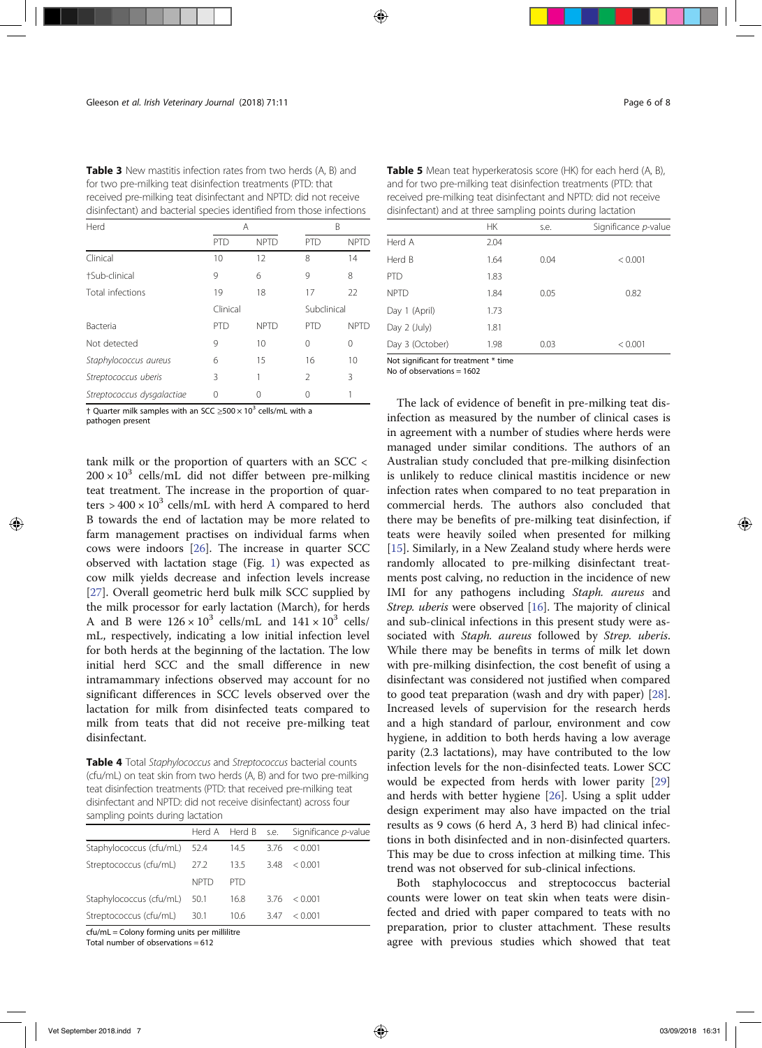**Table 3** New mastitis infection rates from two herds (A, B) and for two pre-milking teat disinfection treatments (PTD: that received pre-milking teat disinfectant and NPTD: did not receive disinfectant) and bacterial species identified from those infections

| Herd | A | | B | |
|---|---|---|---|---|
| | PTD | NPTD | PTD | NPTD |
| Clinical | 10 | 12 | 8 | 14 |
| †Sub-clinical | 9 | 6 | 9 | 8 |
| Total infections | 19 | 18 | 17 | 22 |
| | Clinical | | Subclinical | |
| Bacteria | PTD | NPTD | PTD | NPTD |
| Not detected | 9 | 10 | 0 | 0 |
| *Staphylococcus aureus* | 6 | 15 | 16 | 10 |
| *Streptococcus uberis* | 3 | 1 | 2 | 3 |
| *Streptococcus dysgalactiae* | 0 | 0 | 0 | 1 |

† Quarter milk samples with an SCC $\geq 500 \times 10^3$ cells/mL with a pathogen present

tank milk or the proportion of quarters with an SCC < $200 \times 10^3$ cells/mL did not differ between pre-milking teat treatment. The increase in the proportion of quarters > $400 \times 10^3$ cells/mL with herd A compared to herd B towards the end of lactation may be more related to farm management practises on individual farms when cows were indoors [26]. The increase in quarter SCC observed with lactation stage (Fig. 1) was expected as cow milk yields decrease and infection levels increase [27]. Overall geometric herd bulk milk SCC supplied by the milk processor for early lactation (March), for herds A and B were $126 \times 10^3$ cells/mL and $141 \times 10^3$ cells/mL, respectively, indicating a low initial infection level for both herds at the beginning of the lactation. The low initial herd SCC and the small difference in new intramammary infections observed may account for no significant differences in SCC levels observed over the lactation for milk from disinfected teats compared to milk from teats that did not receive pre-milking teat disinfectant.

**Table 4** Total *Staphylococcus* and *Streptococcus* bacterial counts (cfu/mL) on teat skin from two herds (A, B) and for two pre-milking teat disinfection treatments (PTD: that received pre-milking teat disinfectant and NPTD: did not receive disinfectant) across four sampling points during lactation

| | Herd A | Herd B | s.e. | Significance *p*-value |
|---|---|---|---|---|
| Staphylococcus (cfu/mL) | 52.4 | 14.5 | 3.76 | < 0.001 |
| Streptococcus (cfu/mL) | 27.2 | 13.5 | 3.48 | < 0.001 |
| | NPTD | PTD | | |
| Staphylococcus (cfu/mL) | 50.1 | 16.8 | 3.76 | < 0.001 |
| Streptococcus (cfu/mL) | 30.1 | 10.6 | 3.47 | < 0.001 |

cfu/mL = Colony forming units per millilitre
Total number of observations = 612

**Table 5** Mean teat hyperkeratosis score (HK) for each herd (A, B), and for two pre-milking teat disinfection treatments (PTD: that received pre-milking teat disinfectant and NPTD: did not receive disinfectant) and at three sampling points during lactation

| | HK | s.e. | Significance *p*-value |
|---|---|---|---|
| Herd A | 2.04 | | |
| Herd B | 1.64 | 0.04 | < 0.001 |
| PTD | 1.83 | | |
| NPTD | 1.84 | 0.05 | 0.82 |
| Day 1 (April) | 1.73 | | |
| Day 2 (July) | 1.81 | | |
| Day 3 (October) | 1.98 | 0.03 | < 0.001 |

Not significant for treatment * time
No of observations = 1602

The lack of evidence of benefit in pre-milking teat disinfection as measured by the number of clinical cases is in agreement with a number of studies where herds were managed under similar conditions. The authors of an Australian study concluded that pre-milking disinfection is unlikely to reduce clinical mastitis incidence or new infection rates when compared to no teat preparation in commercial herds. The authors also concluded that there may be benefits of pre-milking teat disinfection, if teats were heavily soiled when presented for milking [15]. Similarly, in a New Zealand study where herds were randomly allocated to pre-milking disinfectant treatments post calving, no reduction in the incidence of new IMI for any pathogens including *Staph. aureus* and *Strep. uberis* were observed [16]. The majority of clinical and sub-clinical infections in this present study were associated with *Staph. aureus* followed by *Strep. uberis*. While there may be benefits in terms of milk let down with pre-milking disinfection, the cost benefit of using a disinfectant was considered not justified when compared to good teat preparation (wash and dry with paper) [28]. Increased levels of supervision for the research herds and a high standard of parlour, environment and cow hygiene, in addition to both herds having a low average parity (2.3 lactations), may have contributed to the low infection levels for the non-disinfected teats. Lower SCC would be expected from herds with lower parity [29] and herds with better hygiene [26]. Using a split udder design experiment may also have impacted on the trial results as 9 cows (6 herd A, 3 herd B) had clinical infections in both disinfected and in non-disinfected quarters. This may be due to cross infection at milking time. This trend was not observed for sub-clinical infections.

Both staphylococcus and streptococcus bacterial counts were lower on teat skin when teats were disinfected and dried with paper compared to teats with no preparation, prior to cluster attachment. These results agree with previous studies which showed that teat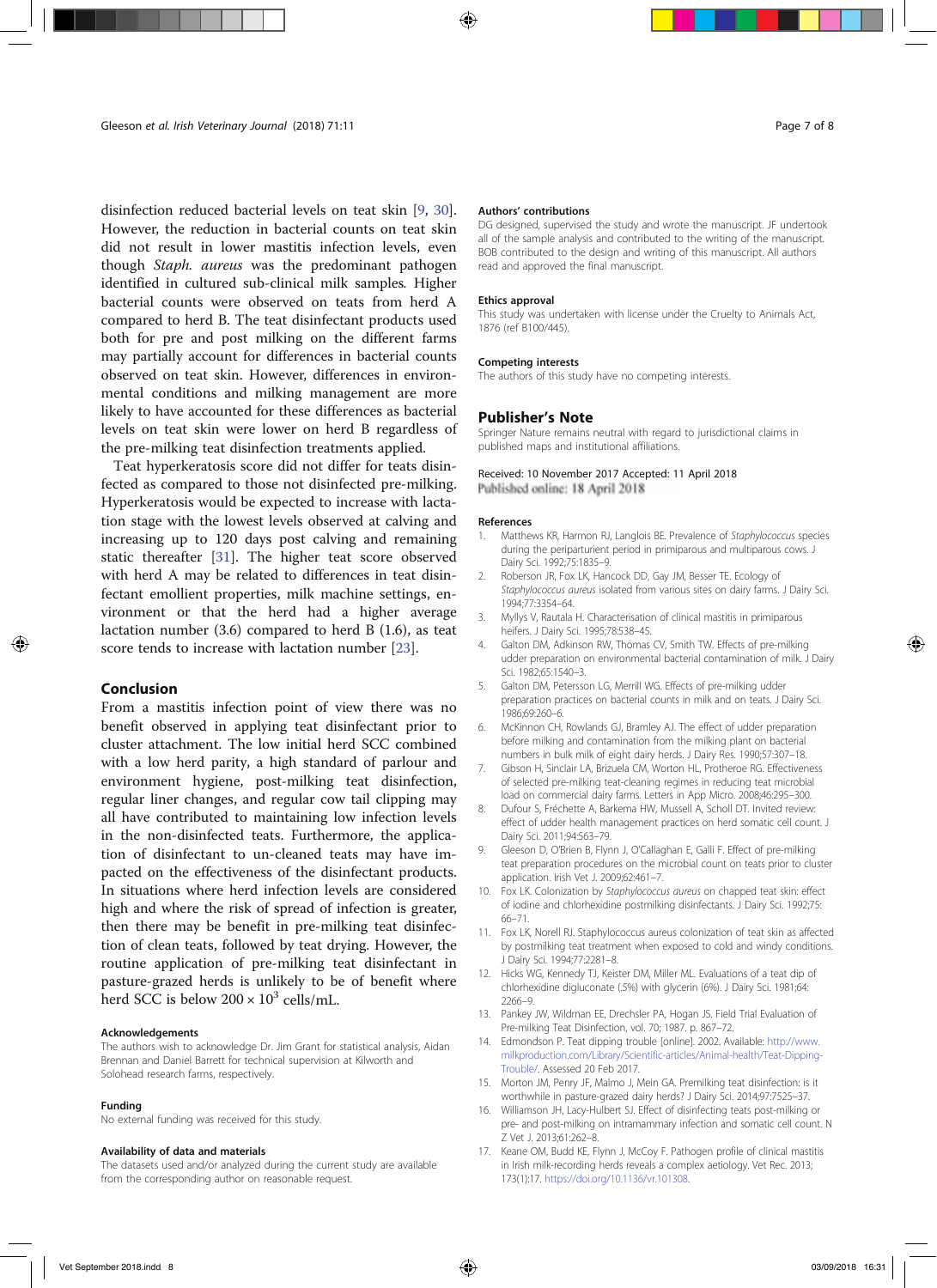disinfection reduced bacterial levels on teat skin [9, 30]. However, the reduction in bacterial counts on teat skin did not result in lower mastitis infection levels, even though *Staph. aureus* was the predominant pathogen identified in cultured sub-clinical milk samples. Higher bacterial counts were observed on teats from herd A compared to herd B. The teat disinfectant products used both for pre and post milking on the different farms may partially account for differences in bacterial counts observed on teat skin. However, differences in environmental conditions and milking management are more likely to have accounted for these differences as bacterial levels on teat skin were lower on herd B regardless of the pre-milking teat disinfection treatments applied.

Teat hyperkeratosis score did not differ for teats disinfected as compared to those not disinfected pre-milking. Hyperkeratosis would be expected to increase with lactation stage with the lowest levels observed at calving and increasing up to 120 days post calving and remaining static thereafter [31]. The higher teat score observed with herd A may be related to differences in teat disinfectant emollient properties, milk machine settings, environment or that the herd had a higher average lactation number (3.6) compared to herd B (1.6), as teat score tends to increase with lactation number [23].

## Conclusion

From a mastitis infection point of view there was no benefit observed in applying teat disinfectant prior to cluster attachment. The low initial herd SCC combined with a low herd parity, a high standard of parlour and environment hygiene, post-milking teat disinfection, regular liner changes, and regular cow tail clipping may all have contributed to maintaining low infection levels in the non-disinfected teats. Furthermore, the application of disinfectant to un-cleaned teats may have impacted on the effectiveness of the disinfectant products. In situations where herd infection levels are considered high and where the risk of spread of infection is greater, then there may be benefit in pre-milking teat disinfection of clean teats, followed by teat drying. However, the routine application of pre-milking teat disinfectant in pasture-grazed herds is unlikely to be of benefit where herd SCC is below $200 \times 10^3$ cells/mL.

#### Acknowledgements

The authors wish to acknowledge Dr. Jim Grant for statistical analysis, Aidan Brennan and Daniel Barrett for technical supervision at Kilworth and Solohead research farms, respectively.

#### Funding

No external funding was received for this study.

#### Availability of data and materials

The datasets used and/or analyzed during the current study are available from the corresponding author on reasonable request.

#### Authors' contributions

DG designed, supervised the study and wrote the manuscript. JF undertook all of the sample analysis and contributed to the writing of the manuscript. BOB contributed to the design and writing of this manuscript. All authors read and approved the final manuscript.

#### Ethics approval

This study was undertaken with license under the Cruelty to Animals Act, 1876 (ref B100/445).

#### Competing interests

The authors of this study have no competing interests.

## Publisher's Note

Springer Nature remains neutral with regard to jurisdictional claims in published maps and institutional affiliations.

Received: 10 November 2017 Accepted: 11 April 2018
Published online: 18 April 2018

#### References

1. Matthews KR, Harmon RJ, Langlois BE. Prevalence of *Staphylococcus* species during the periparturient period in primiparous and multiparous cows. J Dairy Sci. 1992;75:1835–9.
2. Roberson JR, Fox LK, Hancock DD, Gay JM, Besser TE. Ecology of *Staphylococcus aureus* isolated from various sites on dairy farms. J Dairy Sci. 1994;77:3354–64.
3. Myllys V, Rautala H. Characterisation of clinical mastitis in primiparous heifers. J Dairy Sci. 1995;78:538–45.
4. Galton DM, Adkinson RW, Thomas CV, Smith TW. Effects of pre-milking udder preparation on environmental bacterial contamination of milk. J Dairy Sci. 1982;65:1540–3.
5. Galton DM, Petersson LG, Merrill WG. Effects of pre-milking udder preparation practices on bacterial counts in milk and on teats. J Dairy Sci. 1986;69:260–6.
6. McKinnon CH, Rowlands GJ, Bramley AJ. The effect of udder preparation before milking and contamination from the milking plant on bacterial numbers in bulk milk of eight dairy herds. J Dairy Res. 1990;57:307–18.
7. Gibson H, Sinclair LA, Brizuela CM, Worton HL, Protheroe RG. Effectiveness of selected pre-milking teat-cleaning regimes in reducing teat microbial load on commercial dairy farms. Letters in App Micro. 2008;46:295–300.
8. Dufour S, Fréchette A, Barkema HW, Mussell A, Scholl DT. Invited review: effect of udder health management practices on herd somatic cell count. J Dairy Sci. 2011;94:563–79.
9. Gleeson D, O'Brien B, Flynn J, O'Callaghan E, Galli F. Effect of pre-milking teat preparation procedures on the microbial count on teats prior to cluster application. Irish Vet J. 2009;62:461–7.
10. Fox LK. Colonization by *Staphylococcus aureus* on chapped teat skin: effect of iodine and chlorhexidine postmilking disinfectants. J Dairy Sci. 1992;75:66–71.
11. Fox LK, Norell RJ. Staphylococcus aureus colonization of teat skin as affected by postmilking teat treatment when exposed to cold and windy conditions. J Dairy Sci. 1994;77:2281–8.
12. Hicks WG, Kennedy TJ, Keister DM, Miller ML. Evaluations of a teat dip of chlorhexidine digluconate (.5%) with glycerin (6%). J Dairy Sci. 1981;64:2266–9.
13. Pankey JW, Wildman EE, Drechsler PA, Hogan JS. Field Trial Evaluation of Pre-milking Teat Disinfection, vol. 70; 1987. p. 867–72.
14. Edmondson P. Teat dipping trouble [online]. 2002. Available: http://www.milkproduction.com/Library/Scientific-articles/Animal-health/Teat-Dipping-Trouble/. Assessed 20 Feb 2017.
15. Morton JM, Penry JF, Malmo J, Mein GA. Premilking teat disinfection: is it worthwhile in pasture-grazed dairy herds? J Dairy Sci. 2014;97:7525–37.
16. Williamson JH, Lacy-Hulbert SJ. Effect of disinfecting teats post-milking or pre- and post-milking on intramammary infection and somatic cell count. N Z Vet J. 2013;61:262–8.
17. Keane OM, Budd KE, Flynn J, McCoy F. Pathogen profile of clinical mastitis in Irish milk-recording herds reveals a complex aetiology. Vet Rec. 2013;173(1):17. https://doi.org/10.1136/vr.101308.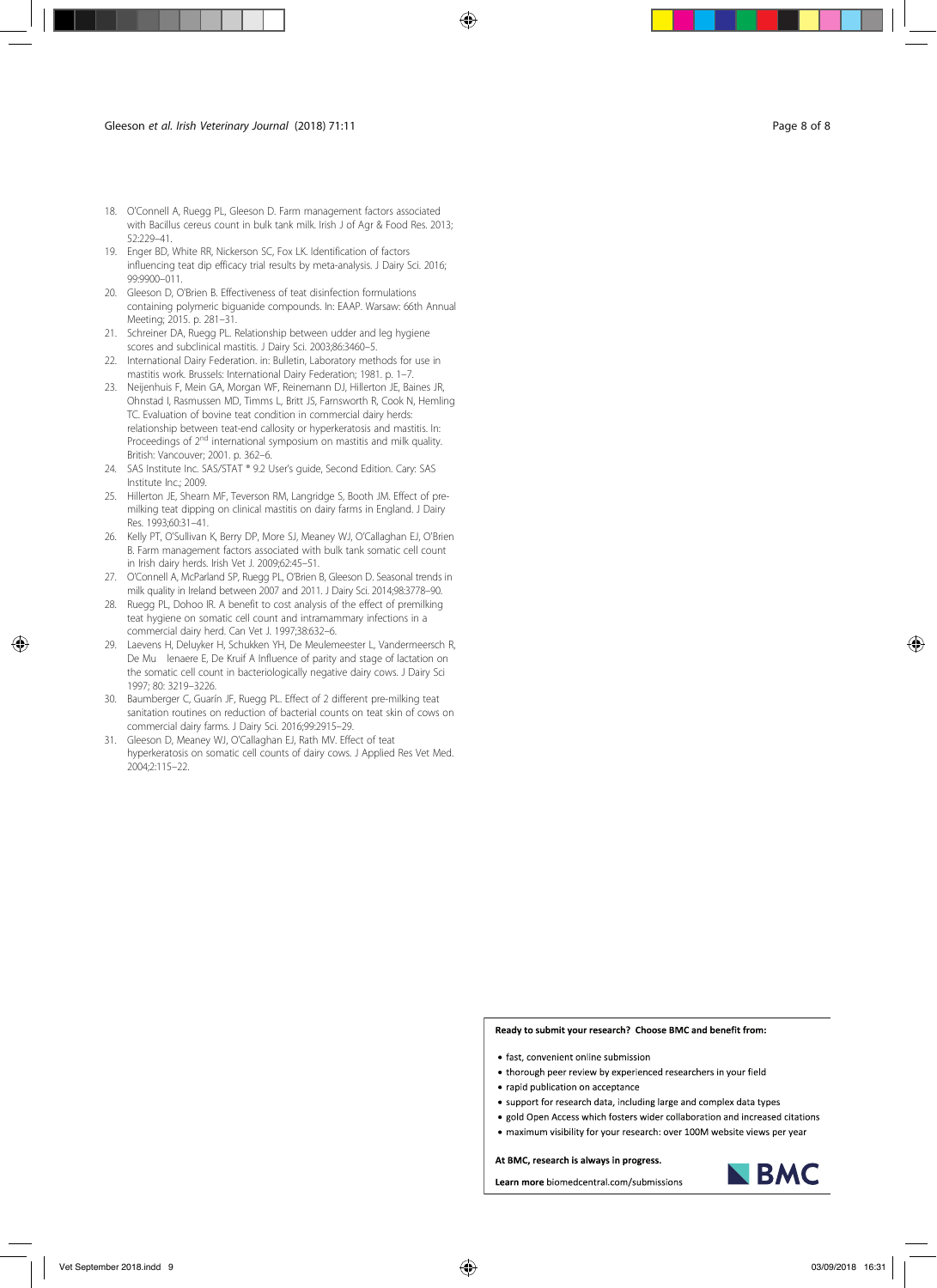18. O'Connell A, Ruegg PL, Gleeson D. Farm management factors associated with Bacillus cereus count in bulk tank milk. Irish J of Agr & Food Res. 2013; 52:229–41.
19. Enger BD, White RR, Nickerson SC, Fox LK. Identification of factors influencing teat dip efficacy trial results by meta-analysis. J Dairy Sci. 2016; 99:9900–011.
20. Gleeson D, O'Brien B. Effectiveness of teat disinfection formulations containing polymeric biguanide compounds. In: EAAP. Warsaw: 66th Annual Meeting; 2015. p. 281–31.
21. Schreiner DA, Ruegg PL. Relationship between udder and leg hygiene scores and subclinical mastitis. J Dairy Sci. 2003;86:3460–5.
22. International Dairy Federation. in: Bulletin, Laboratory methods for use in mastitis work. Brussels: International Dairy Federation; 1981. p. 1–7.
23. Neijenhuis F, Mein GA, Morgan WF, Reinemann DJ, Hillerton JE, Baines JR, Ohnstad I, Rasmussen MD, Timms L, Britt JS, Farnsworth R, Cook N, Hemling TC. Evaluation of bovine teat condition in commercial dairy herds: relationship between teat-end callosity or hyperkeratosis and mastitis. In: Proceedings of 2nd international symposium on mastitis and milk quality. British: Vancouver; 2001. p. 362–6.
24. SAS Institute Inc. SAS/STAT ® 9.2 User's guide, Second Edition. Cary: SAS Institute Inc.; 2009.
25. Hillerton JE, Shearn MF, Teverson RM, Langridge S, Booth JM. Effect of pre-milking teat dipping on clinical mastitis on dairy farms in England. J Dairy Res. 1993;60:31–41.
26. Kelly PT, O'Sullivan K, Berry DP, More SJ, Meaney WJ, O'Callaghan EJ, O'Brien B. Farm management factors associated with bulk tank somatic cell count in Irish dairy herds. Irish Vet J. 2009;62:45–51.
27. O'Connell A, McParland SP, Ruegg PL, O'Brien B, Gleeson D. Seasonal trends in milk quality in Ireland between 2007 and 2011. J Dairy Sci. 2014;98:3778–90.
28. Ruegg PL, Dohoo IR. A benefit to cost analysis of the effect of premilking teat hygiene on somatic cell count and intramammary infections in a commercial dairy herd. Can Vet J. 1997;38:632–6.
29. Laevens H, Deluyker H, Schukken YH, De Meulemeester L, Vandermeersch R, De Mu lenaere E, De Kruif A Influence of parity and stage of lactation on the somatic cell count in bacteriologically negative dairy cows. J Dairy Sci 1997; 80: 3219–3226.
30. Baumberger C, Guarín JF, Ruegg PL. Effect of 2 different pre-milking teat sanitation routines on reduction of bacterial counts on teat skin of cows on commercial dairy farms. J Dairy Sci. 2016;99:2915–29.
31. Gleeson D, Meaney WJ, O'Callaghan EJ, Rath MV. Effect of teat hyperkeratosis on somatic cell counts of dairy cows. J Applied Res Vet Med. 2004;2:115–22.

**Ready to submit your research? Choose BMC and benefit from:**

- fast, convenient online submission
- thorough peer review by experienced researchers in your field
- rapid publication on acceptance
- support for research data, including large and complex data types
- gold Open Access which fosters wider collaboration and increased citations
- maximum visibility for your research: over 100M website views per year

**At BMC, research is always in progress.**

**Learn more** biomedcentral.com/submissions

BMC